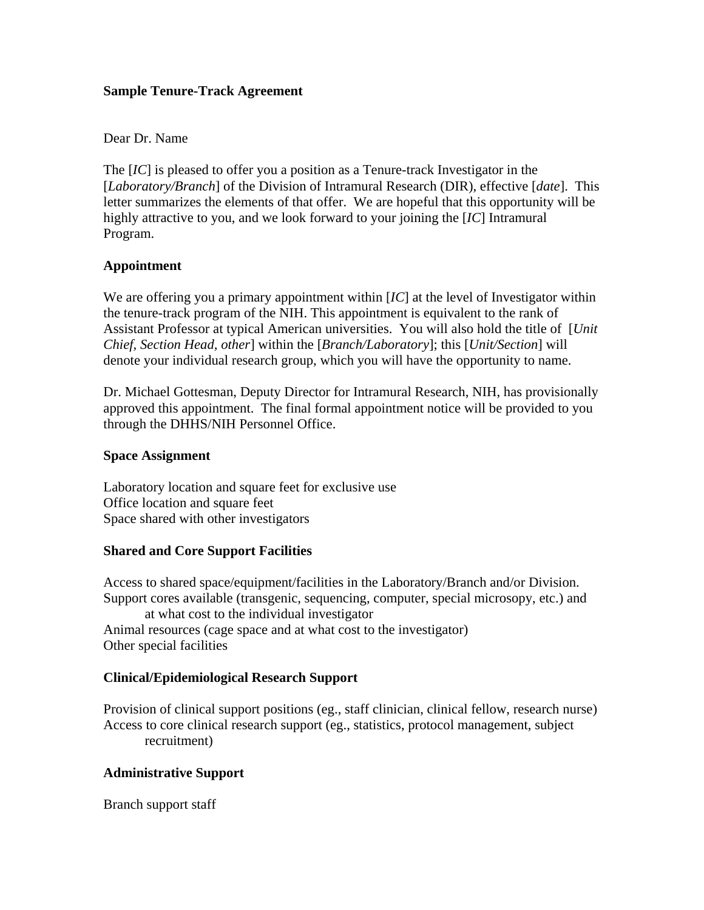**Sample Tenure-Track Agreement**

Dear Dr. Name

The [*IC*] is pleased to offer you a position as a Tenure-track Investigator in the [*Laboratory/Branch*] of the Division of Intramural Research (DIR), effective [*date*]. This letter summarizes the elements of that offer. We are hopeful that this opportunity will be highly attractive to you, and we look forward to your joining the [*IC*] Intramural Program.

**Appointment**

We are offering you a primary appointment within [*IC*] at the level of Investigator within the tenure-track program of the NIH. This appointment is equivalent to the rank of Assistant Professor at typical American universities. You will also hold the title of [*Unit Chief, Section Head, other*] within the [*Branch/Laboratory*]; this [*Unit/Section*] will denote your individual research group, which you will have the opportunity to name.

Dr. Michael Gottesman, Deputy Director for Intramural Research, NIH, has provisionally approved this appointment. The final formal appointment notice will be provided to you through the DHHS/NIH Personnel Office.

**Space Assignment**

Laboratory location and square feet for exclusive use
Office location and square feet
Space shared with other investigators

**Shared and Core Support Facilities**

Access to shared space/equipment/facilities in the Laboratory/Branch and/or Division.
Support cores available (transgenic, sequencing, computer, special microsopy, etc.) and at what cost to the individual investigator
Animal resources (cage space and at what cost to the investigator)
Other special facilities

**Clinical/Epidemiological Research Support**

Provision of clinical support positions (eg., staff clinician, clinical fellow, research nurse)
Access to core clinical research support (eg., statistics, protocol management, subject recruitment)

**Administrative Support**

Branch support staff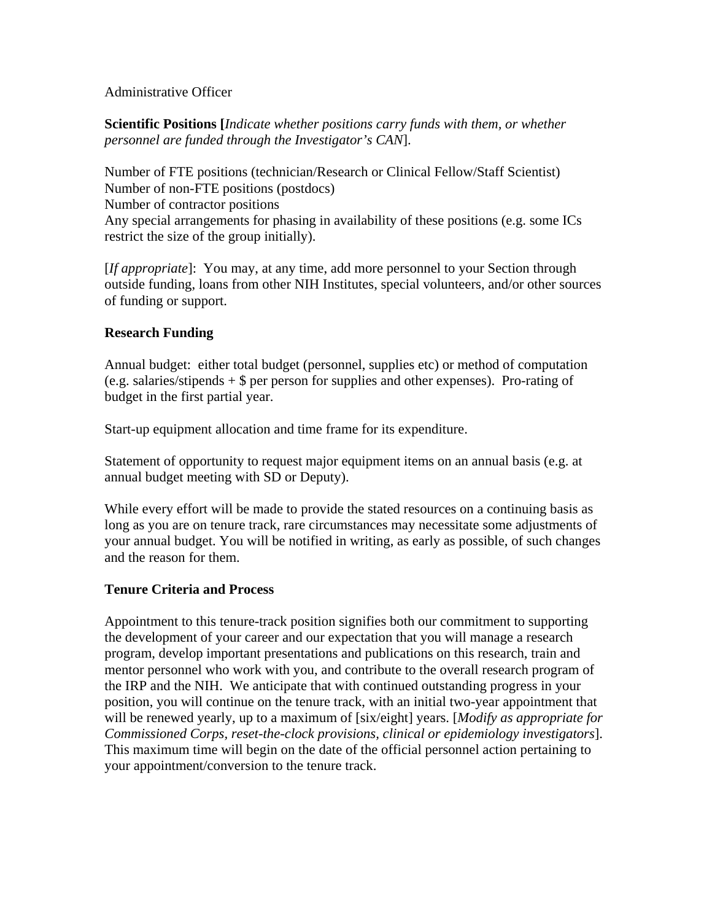Administrative Officer

**Scientific Positions [***Indicate whether positions carry funds with them, or whether personnel are funded through the Investigator's CAN*].

Number of FTE positions (technician/Research or Clinical Fellow/Staff Scientist)
Number of non-FTE positions (postdocs)
Number of contractor positions
Any special arrangements for phasing in availability of these positions (e.g. some ICs restrict the size of the group initially).

[*If appropriate*]: You may, at any time, add more personnel to your Section through outside funding, loans from other NIH Institutes, special volunteers, and/or other sources of funding or support.

**Research Funding**

Annual budget: either total budget (personnel, supplies etc) or method of computation (e.g. salaries/stipends + $ per person for supplies and other expenses). Pro-rating of budget in the first partial year.

Start-up equipment allocation and time frame for its expenditure.

Statement of opportunity to request major equipment items on an annual basis (e.g. at annual budget meeting with SD or Deputy).

While every effort will be made to provide the stated resources on a continuing basis as long as you are on tenure track, rare circumstances may necessitate some adjustments of your annual budget. You will be notified in writing, as early as possible, of such changes and the reason for them.

**Tenure Criteria and Process**

Appointment to this tenure-track position signifies both our commitment to supporting the development of your career and our expectation that you will manage a research program, develop important presentations and publications on this research, train and mentor personnel who work with you, and contribute to the overall research program of the IRP and the NIH. We anticipate that with continued outstanding progress in your position, you will continue on the tenure track, with an initial two-year appointment that will be renewed yearly, up to a maximum of [six/eight] years. [*Modify as appropriate for Commissioned Corps, reset-the-clock provisions, clinical or epidemiology investigators*]. This maximum time will begin on the date of the official personnel action pertaining to your appointment/conversion to the tenure track.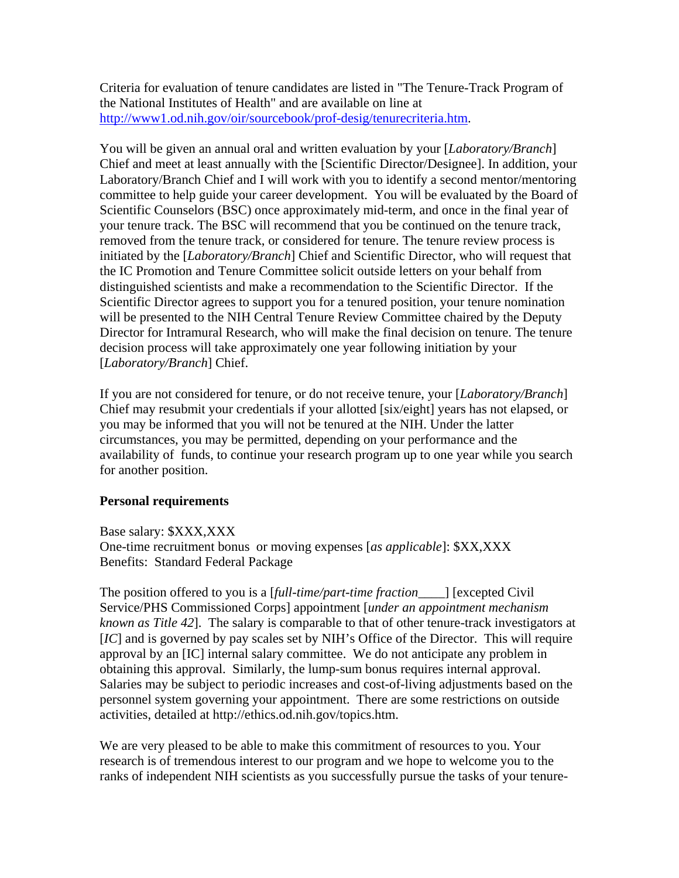Criteria for evaluation of tenure candidates are listed in "The Tenure-Track Program of the National Institutes of Health" and are available on line at http://www1.od.nih.gov/oir/sourcebook/prof-desig/tenurecriteria.htm.

You will be given an annual oral and written evaluation by your [*Laboratory/Branch*] Chief and meet at least annually with the [Scientific Director/Designee]. In addition, your Laboratory/Branch Chief and I will work with you to identify a second mentor/mentoring committee to help guide your career development. You will be evaluated by the Board of Scientific Counselors (BSC) once approximately mid-term, and once in the final year of your tenure track. The BSC will recommend that you be continued on the tenure track, removed from the tenure track, or considered for tenure. The tenure review process is initiated by the [*Laboratory/Branch*] Chief and Scientific Director, who will request that the IC Promotion and Tenure Committee solicit outside letters on your behalf from distinguished scientists and make a recommendation to the Scientific Director. If the Scientific Director agrees to support you for a tenured position, your tenure nomination will be presented to the NIH Central Tenure Review Committee chaired by the Deputy Director for Intramural Research, who will make the final decision on tenure. The tenure decision process will take approximately one year following initiation by your [*Laboratory/Branch*] Chief.

If you are not considered for tenure, or do not receive tenure, your [*Laboratory/Branch*] Chief may resubmit your credentials if your allotted [six/eight] years has not elapsed, or you may be informed that you will not be tenured at the NIH. Under the latter circumstances, you may be permitted, depending on your performance and the availability of funds, to continue your research program up to one year while you search for another position.

**Personal requirements**

Base salary: $XXX,XXX
One-time recruitment bonus or moving expenses [*as applicable*]: $XX,XXX
Benefits: Standard Federal Package

The position offered to you is a [*full-time/part-time fraction*____] [excepted Civil Service/PHS Commissioned Corps] appointment [*under an appointment mechanism known as Title 42*]. The salary is comparable to that of other tenure-track investigators at [*IC*] and is governed by pay scales set by NIH's Office of the Director. This will require approval by an [IC] internal salary committee. We do not anticipate any problem in obtaining this approval. Similarly, the lump-sum bonus requires internal approval. Salaries may be subject to periodic increases and cost-of-living adjustments based on the personnel system governing your appointment. There are some restrictions on outside activities, detailed at http://ethics.od.nih.gov/topics.htm.

We are very pleased to be able to make this commitment of resources to you. Your research is of tremendous interest to our program and we hope to welcome you to the ranks of independent NIH scientists as you successfully pursue the tasks of your tenure-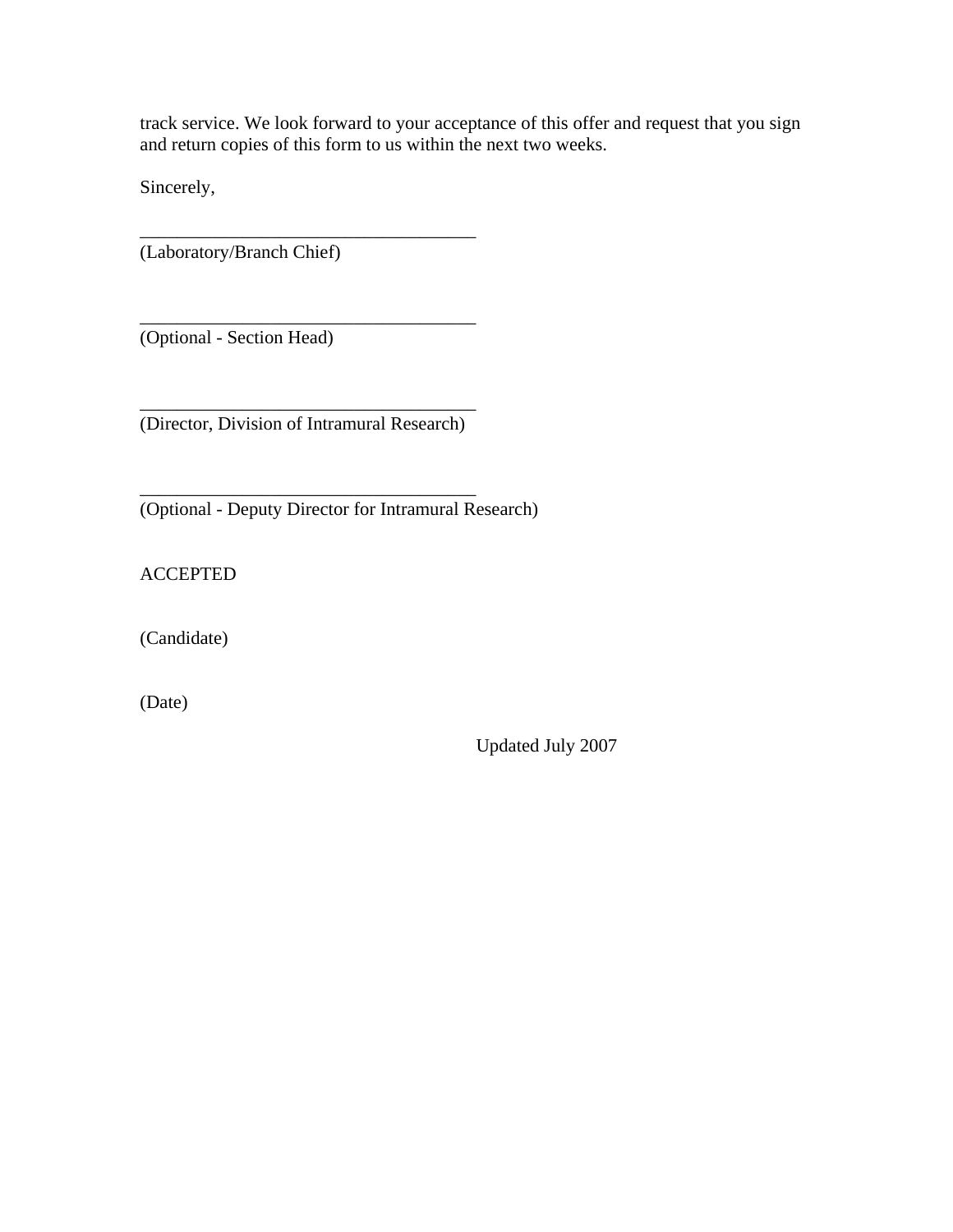track service. We look forward to your acceptance of this offer and request that you sign and return copies of this form to us within the next two weeks.

Sincerely,

_____________________________________
(Laboratory/Branch Chief)

_____________________________________
(Optional - Section Head)

_____________________________________
(Director, Division of Intramural Research)

_____________________________________
(Optional - Deputy Director for Intramural Research)

ACCEPTED

(Candidate)

(Date)

Updated July 2007